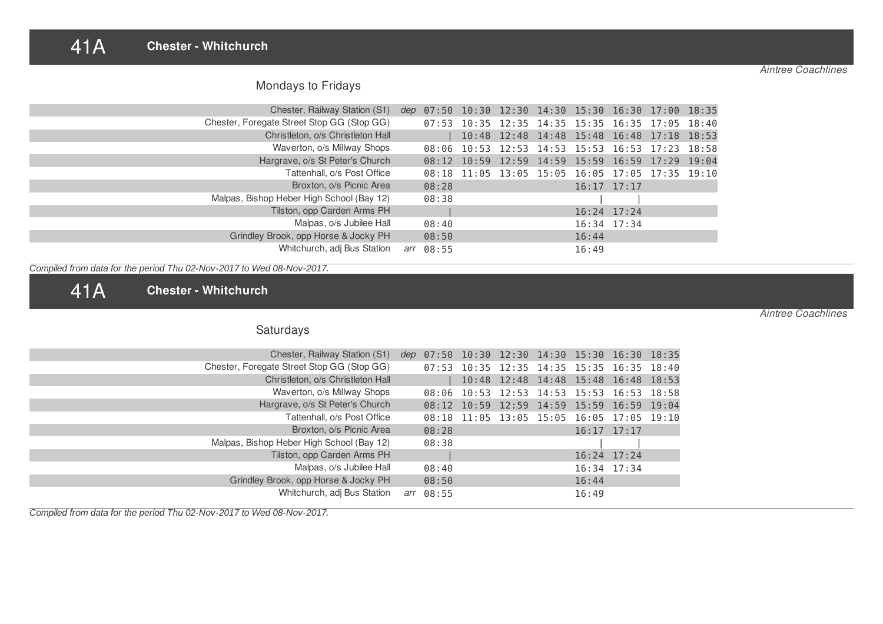# 41A Chester - Whitchurch

*Aintree Coachlines*

## Mondays to Fridays

| Stop | | | | | | | | | |
|---|---|---|---|---|---|---|---|---|---|
| Chester, Railway Station (S1) | *dep* | 07:50 | 10:30 | 12:30 | 14:30 | 15:30 | 16:30 | 17:00 | 18:35 |
| Chester, Foregate Street Stop GG (Stop GG) | | 07:53 | 10:35 | 12:35 | 14:35 | 15:35 | 16:35 | 17:05 | 18:40 |
| Christleton, o/s Christleton Hall | | \| | 10:48 | 12:48 | 14:48 | 15:48 | 16:48 | 17:18 | 18:53 |
| Waverton, o/s Millway Shops | | 08:06 | 10:53 | 12:53 | 14:53 | 15:53 | 16:53 | 17:23 | 18:58 |
| Hargrave, o/s St Peter's Church | | 08:12 | 10:59 | 12:59 | 14:59 | 15:59 | 16:59 | 17:29 | 19:04 |
| Tattenhall, o/s Post Office | | 08:18 | 11:05 | 13:05 | 15:05 | 16:05 | 17:05 | 17:35 | 19:10 |
| Broxton, o/s Picnic Area | | 08:28 | | | | 16:17 | 17:17 | | |
| Malpas, Bishop Heber High School (Bay 12) | | 08:38 | | | | \| | \| | | |
| Tilston, opp Carden Arms PH | | \| | | | | 16:24 | 17:24 | | |
| Malpas, o/s Jubilee Hall | | 08:40 | | | | 16:34 | 17:34 | | |
| Grindley Brook, opp Horse & Jocky PH | | 08:50 | | | | 16:44 | | | |
| Whitchurch, adj Bus Station | *arr* | 08:55 | | | | 16:49 | | | |

*Compiled from data for the period Thu 02-Nov-2017 to Wed 08-Nov-2017.*

# 41A Chester - Whitchurch

*Aintree Coachlines*

## Saturdays

| Stop | | | | | | | | |
|---|---|---|---|---|---|---|---|---|
| Chester, Railway Station (S1) | *dep* | 07:50 | 10:30 | 12:30 | 14:30 | 15:30 | 16:30 | 18:35 |
| Chester, Foregate Street Stop GG (Stop GG) | | 07:53 | 10:35 | 12:35 | 14:35 | 15:35 | 16:35 | 18:40 |
| Christleton, o/s Christleton Hall | | \| | 10:48 | 12:48 | 14:48 | 15:48 | 16:48 | 18:53 |
| Waverton, o/s Millway Shops | | 08:06 | 10:53 | 12:53 | 14:53 | 15:53 | 16:53 | 18:58 |
| Hargrave, o/s St Peter's Church | | 08:12 | 10:59 | 12:59 | 14:59 | 15:59 | 16:59 | 19:04 |
| Tattenhall, o/s Post Office | | 08:18 | 11:05 | 13:05 | 15:05 | 16:05 | 17:05 | 19:10 |
| Broxton, o/s Picnic Area | | 08:28 | | | | 16:17 | 17:17 | |
| Malpas, Bishop Heber High School (Bay 12) | | 08:38 | | | | \| | \| | |
| Tilston, opp Carden Arms PH | | \| | | | | 16:24 | 17:24 | |
| Malpas, o/s Jubilee Hall | | 08:40 | | | | 16:34 | 17:34 | |
| Grindley Brook, opp Horse & Jocky PH | | 08:50 | | | | 16:44 | | |
| Whitchurch, adj Bus Station | *arr* | 08:55 | | | | 16:49 | | |

*Compiled from data for the period Thu 02-Nov-2017 to Wed 08-Nov-2017.*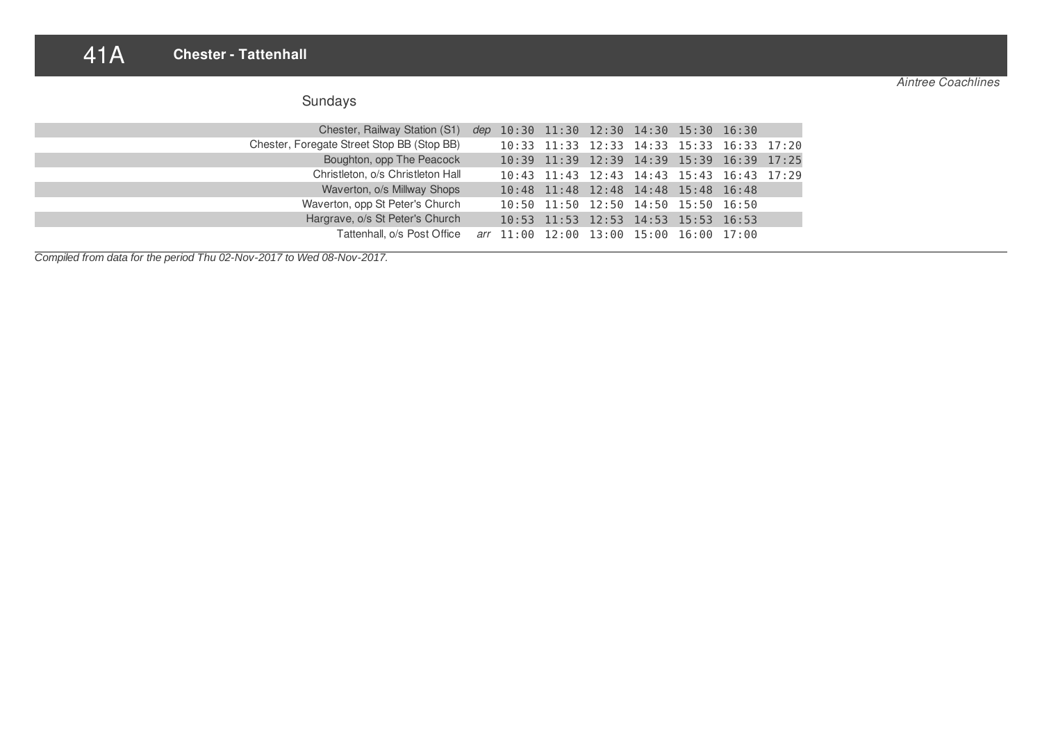# 41A Chester - Tattenhall

*Aintree Coachlines*

## Sundays

| | | | | | | | | |
|---|---|---|---|---|---|---|---|---|
| Chester, Railway Station (S1) | *dep* | 10:30 | 11:30 | 12:30 | 14:30 | 15:30 | 16:30 | |
| Chester, Foregate Street Stop BB (Stop BB) | | 10:33 | 11:33 | 12:33 | 14:33 | 15:33 | 16:33 | 17:20 |
| Boughton, opp The Peacock | | 10:39 | 11:39 | 12:39 | 14:39 | 15:39 | 16:39 | 17:25 |
| Christleton, o/s Christleton Hall | | 10:43 | 11:43 | 12:43 | 14:43 | 15:43 | 16:43 | 17:29 |
| Waverton, o/s Millway Shops | | 10:48 | 11:48 | 12:48 | 14:48 | 15:48 | 16:48 | |
| Waverton, opp St Peter's Church | | 10:50 | 11:50 | 12:50 | 14:50 | 15:50 | 16:50 | |
| Hargrave, o/s St Peter's Church | | 10:53 | 11:53 | 12:53 | 14:53 | 15:53 | 16:53 | |
| Tattenhall, o/s Post Office | *arr* | 11:00 | 12:00 | 13:00 | 15:00 | 16:00 | 17:00 | |

*Compiled from data for the period Thu 02-Nov-2017 to Wed 08-Nov-2017.*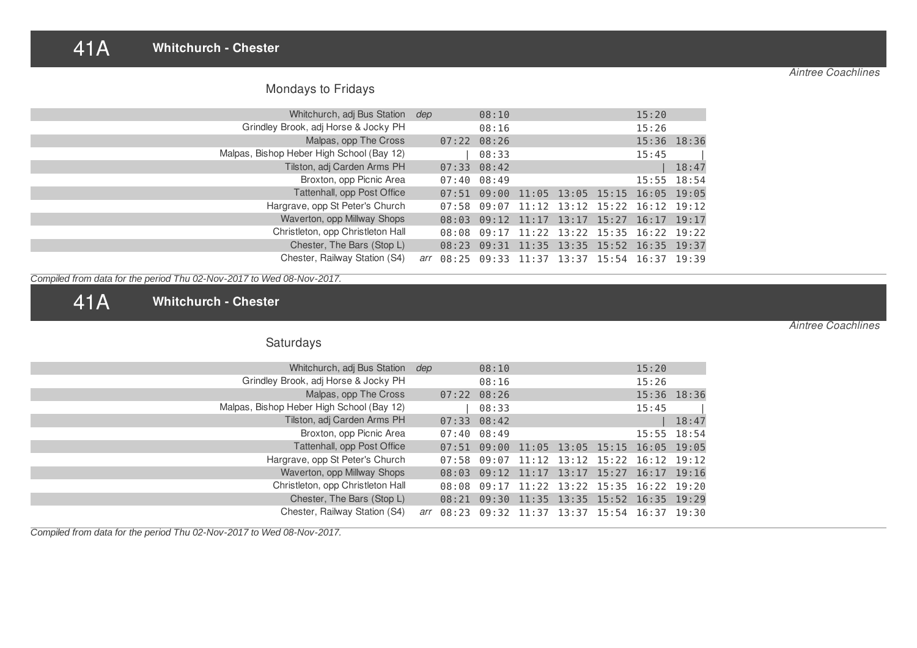# 41A Whitchurch - Chester

*Aintree Coachlines*

## Mondays to Fridays

| Stop | | | | | | | | |
|---|---|---|---|---|---|---|---|---|
| Whitchurch, adj Bus Station | dep | | 08:10 | | | | 15:20 | |
| Grindley Brook, adj Horse & Jocky PH | | | 08:16 | | | | 15:26 | |
| Malpas, opp The Cross | | 07:22 | 08:26 | | | | 15:36 | 18:36 |
| Malpas, Bishop Heber High School (Bay 12) | | \| | 08:33 | | | | 15:45 | \| |
| Tilston, adj Carden Arms PH | | 07:33 | 08:42 | | | | \| | 18:47 |
| Broxton, opp Picnic Area | | 07:40 | 08:49 | | | | 15:55 | 18:54 |
| Tattenhall, opp Post Office | | 07:51 | 09:00 | 11:05 | 13:05 | 15:15 | 16:05 | 19:05 |
| Hargrave, opp St Peter's Church | | 07:58 | 09:07 | 11:12 | 13:12 | 15:22 | 16:12 | 19:12 |
| Waverton, opp Millway Shops | | 08:03 | 09:12 | 11:17 | 13:17 | 15:27 | 16:17 | 19:17 |
| Christleton, opp Christleton Hall | | 08:08 | 09:17 | 11:22 | 13:22 | 15:35 | 16:22 | 19:22 |
| Chester, The Bars (Stop L) | | 08:23 | 09:31 | 11:35 | 13:35 | 15:52 | 16:35 | 19:37 |
| Chester, Railway Station (S4) | arr | 08:25 | 09:33 | 11:37 | 13:37 | 15:54 | 16:37 | 19:39 |

*Compiled from data for the period Thu 02-Nov-2017 to Wed 08-Nov-2017.*

# 41A Whitchurch - Chester

*Aintree Coachlines*

## Saturdays

| Stop | | | | | | | | |
|---|---|---|---|---|---|---|---|---|
| Whitchurch, adj Bus Station | dep | | 08:10 | | | | 15:20 | |
| Grindley Brook, adj Horse & Jocky PH | | | 08:16 | | | | 15:26 | |
| Malpas, opp The Cross | | 07:22 | 08:26 | | | | 15:36 | 18:36 |
| Malpas, Bishop Heber High School (Bay 12) | | \| | 08:33 | | | | 15:45 | \| |
| Tilston, adj Carden Arms PH | | 07:33 | 08:42 | | | | \| | 18:47 |
| Broxton, opp Picnic Area | | 07:40 | 08:49 | | | | 15:55 | 18:54 |
| Tattenhall, opp Post Office | | 07:51 | 09:00 | 11:05 | 13:05 | 15:15 | 16:05 | 19:05 |
| Hargrave, opp St Peter's Church | | 07:58 | 09:07 | 11:12 | 13:12 | 15:22 | 16:12 | 19:12 |
| Waverton, opp Millway Shops | | 08:03 | 09:12 | 11:17 | 13:17 | 15:27 | 16:17 | 19:16 |
| Christleton, opp Christleton Hall | | 08:08 | 09:17 | 11:22 | 13:22 | 15:35 | 16:22 | 19:20 |
| Chester, The Bars (Stop L) | | 08:21 | 09:30 | 11:35 | 13:35 | 15:52 | 16:35 | 19:29 |
| Chester, Railway Station (S4) | arr | 08:23 | 09:32 | 11:37 | 13:37 | 15:54 | 16:37 | 19:30 |

*Compiled from data for the period Thu 02-Nov-2017 to Wed 08-Nov-2017.*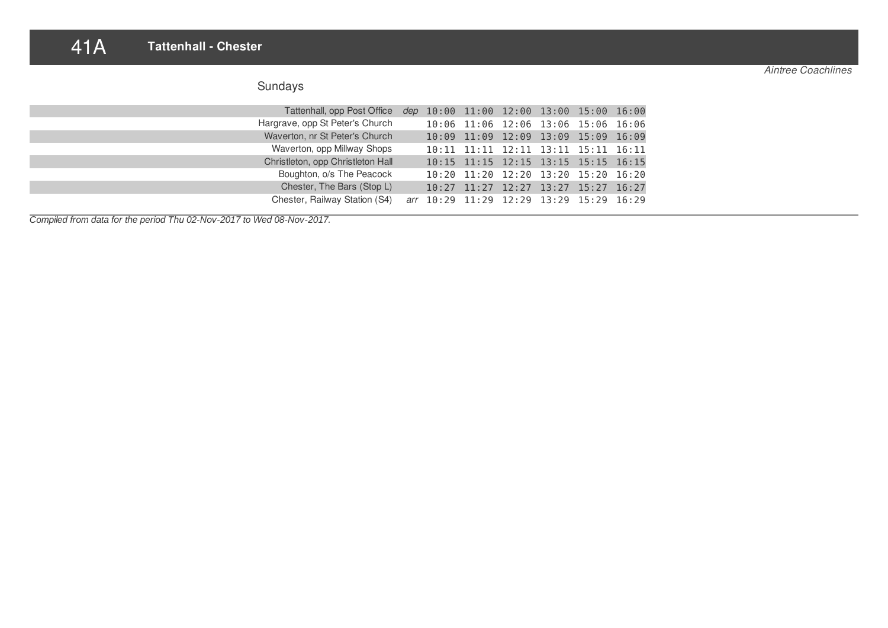# 41A Tattenhall - Chester

*Aintree Coachlines*

Sundays

| | | | | | | | |
|---|---|---|---|---|---|---|---|
| Tattenhall, opp Post Office | *dep* | 10:00 | 11:00 | 12:00 | 13:00 | 15:00 | 16:00 |
| Hargrave, opp St Peter's Church | | 10:06 | 11:06 | 12:06 | 13:06 | 15:06 | 16:06 |
| Waverton, nr St Peter's Church | | 10:09 | 11:09 | 12:09 | 13:09 | 15:09 | 16:09 |
| Waverton, opp Millway Shops | | 10:11 | 11:11 | 12:11 | 13:11 | 15:11 | 16:11 |
| Christleton, opp Christleton Hall | | 10:15 | 11:15 | 12:15 | 13:15 | 15:15 | 16:15 |
| Boughton, o/s The Peacock | | 10:20 | 11:20 | 12:20 | 13:20 | 15:20 | 16:20 |
| Chester, The Bars (Stop L) | | 10:27 | 11:27 | 12:27 | 13:27 | 15:27 | 16:27 |
| Chester, Railway Station (S4) | *arr* | 10:29 | 11:29 | 12:29 | 13:29 | 15:29 | 16:29 |

*Compiled from data for the period Thu 02-Nov-2017 to Wed 08-Nov-2017.*